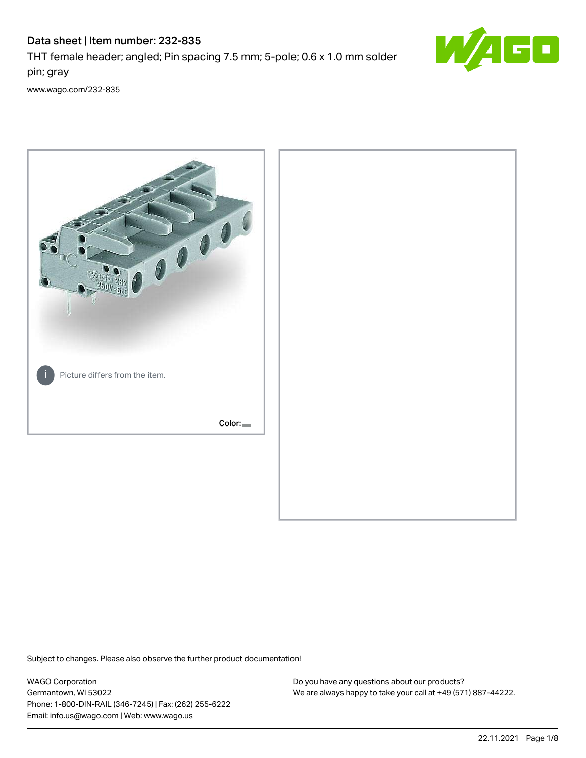# Data sheet | Item number: 232-835

THT female header; angled; Pin spacing 7.5 mm; 5-pole; 0.6 x 1.0 mm solder pin; gray

[www.wago.com/232-835](www.wago.com/232-835)

Picture differs from the item.

Color:

Subject to changes. Please also observe the further product documentation!

WAGO Corporation
Germantown, WI 53022
Phone: 1-800-DIN-RAIL (346-7245) | Fax: (262) 255-6222
Email: info.us@wago.com | Web: www.wago.us

Do you have any questions about our products?
We are always happy to take your call at +49 (571) 887-44222.

22.11.2021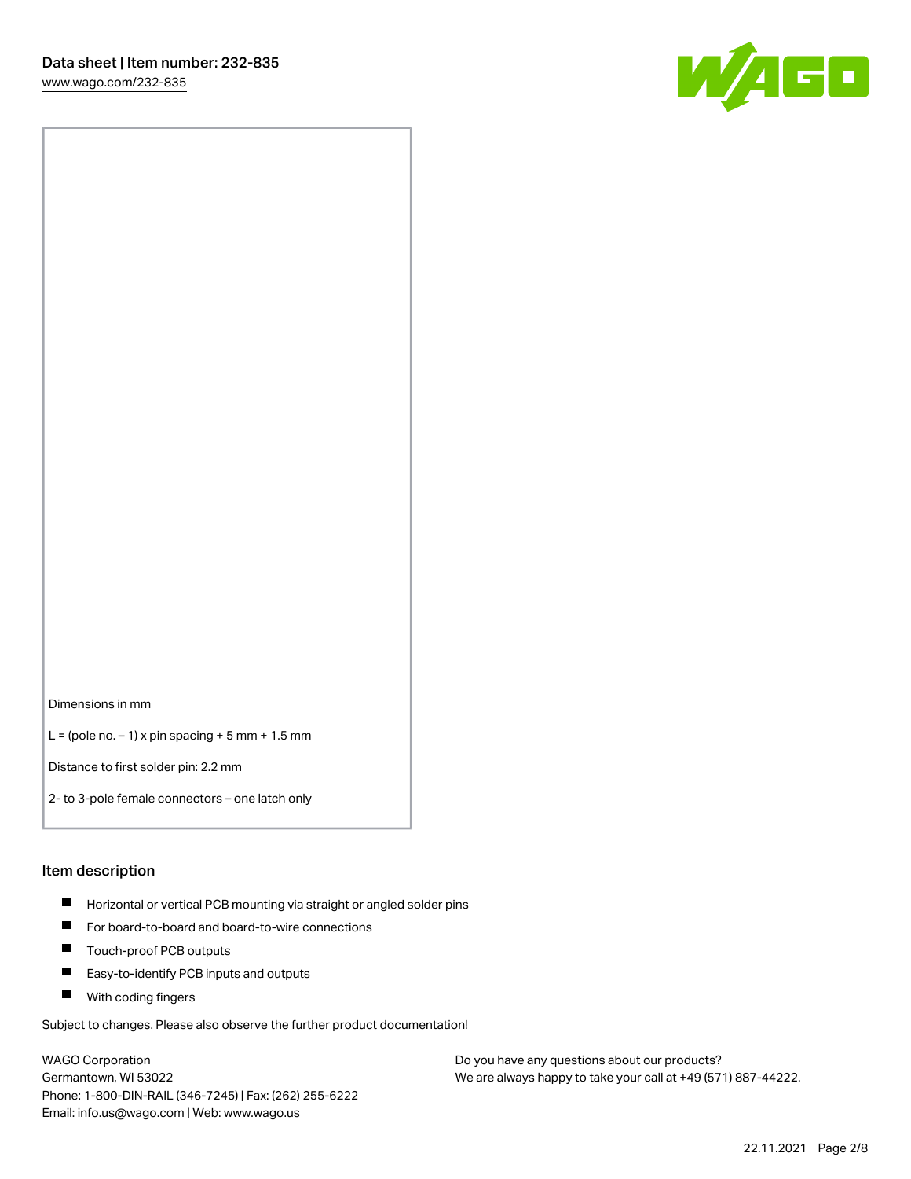Dimensions in mm

L = (pole no. – 1) x pin spacing + 5 mm + 1.5 mm

Distance to first solder pin: 2.2 mm

2- to 3-pole female connectors – one latch only

## Item description

- Horizontal or vertical PCB mounting via straight or angled solder pins
- For board-to-board and board-to-wire connections
- Touch-proof PCB outputs
- Easy-to-identify PCB inputs and outputs
- With coding fingers

Subject to changes. Please also observe the further product documentation!

WAGO Corporation
Germantown, WI 53022
Phone: 1-800-DIN-RAIL (346-7245) | Fax: (262) 255-6222
Email: info.us@wago.com | Web: www.wago.us

Do you have any questions about our products?
We are always happy to take your call at +49 (571) 887-44222.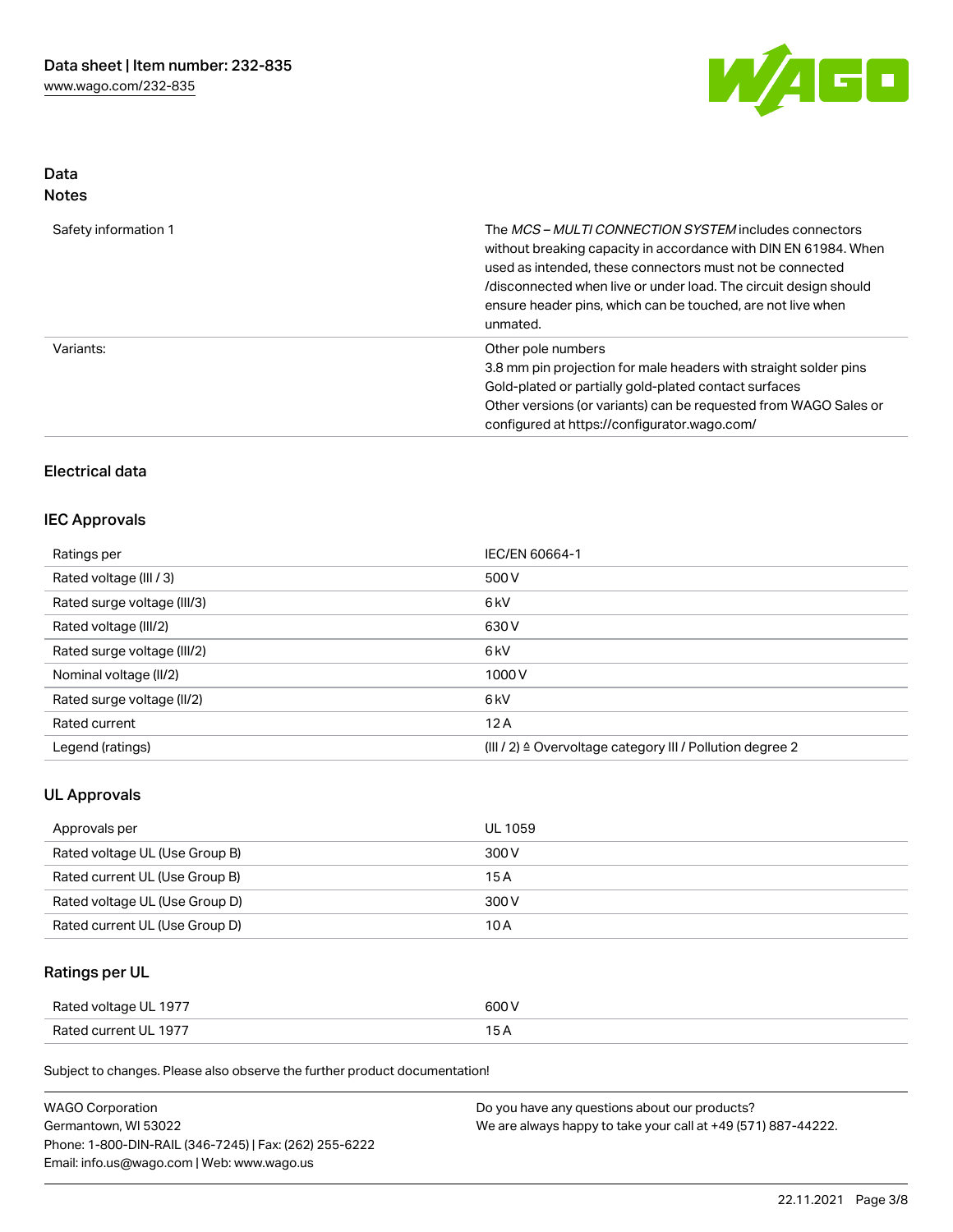# Data

## Notes

| | |
|---|---|
| Safety information 1 | The *MCS – MULTI CONNECTION SYSTEM* includes connectors without breaking capacity in accordance with DIN EN 61984. When used as intended, these connectors must not be connected /disconnected when live or under load. The circuit design should ensure header pins, which can be touched, are not live when unmated. |
| Variants: | Other pole numbers<br>3.8 mm pin projection for male headers with straight solder pins<br>Gold-plated or partially gold-plated contact surfaces<br>Other versions (or variants) can be requested from WAGO Sales or configured at https://configurator.wago.com/ |

## Electrical data

### IEC Approvals

| | |
|---|---|
| Ratings per | IEC/EN 60664-1 |
| Rated voltage (III / 3) | 500 V |
| Rated surge voltage (III/3) | 6 kV |
| Rated voltage (III/2) | 630 V |
| Rated surge voltage (III/2) | 6 kV |
| Nominal voltage (II/2) | 1000 V |
| Rated surge voltage (II/2) | 6 kV |
| Rated current | 12 A |
| Legend (ratings) | (III / 2) ≙ Overvoltage category III / Pollution degree 2 |

### UL Approvals

| | |
|---|---|
| Approvals per | UL 1059 |
| Rated voltage UL (Use Group B) | 300 V |
| Rated current UL (Use Group B) | 15 A |
| Rated voltage UL (Use Group D) | 300 V |
| Rated current UL (Use Group D) | 10 A |

### Ratings per UL

| | |
|---|---|
| Rated voltage UL 1977 | 600 V |
| Rated current UL 1977 | 15 A |

Subject to changes. Please also observe the further product documentation!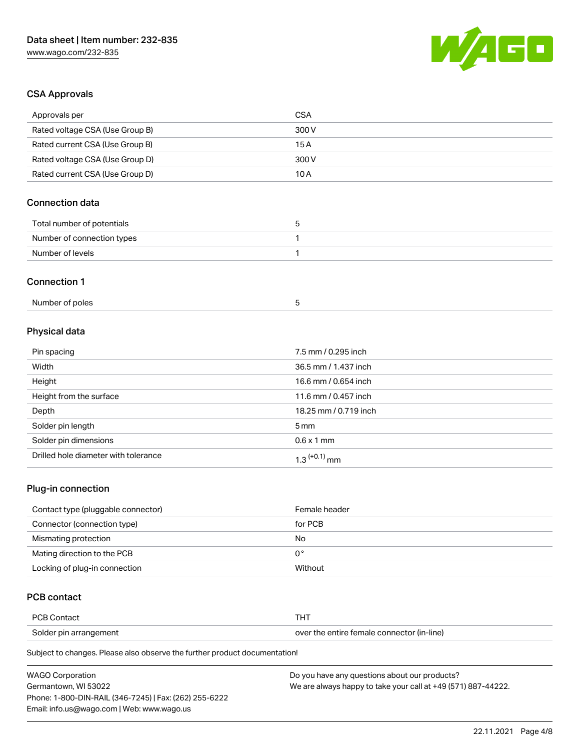## CSA Approvals

| Approvals per | CSA |
|---|---|
| Rated voltage CSA (Use Group B) | 300 V |
| Rated current CSA (Use Group B) | 15 A |
| Rated voltage CSA (Use Group D) | 300 V |
| Rated current CSA (Use Group D) | 10 A |

## Connection data

| Total number of potentials | 5 |
|---|---|
| Number of connection types | 1 |
| Number of levels | 1 |

## Connection 1

| Number of poles | 5 |
|---|---|

## Physical data

| Pin spacing | 7.5 mm / 0.295 inch |
|---|---|
| Width | 36.5 mm / 1.437 inch |
| Height | 16.6 mm / 0.654 inch |
| Height from the surface | 11.6 mm / 0.457 inch |
| Depth | 18.25 mm / 0.719 inch |
| Solder pin length | 5 mm |
| Solder pin dimensions | 0.6 x 1 mm |
| Drilled hole diameter with tolerance | $1.3^{(+0.1)}$ mm |

## Plug-in connection

| Contact type (pluggable connector) | Female header |
|---|---|
| Connector (connection type) | for PCB |
| Mismating protection | No |
| Mating direction to the PCB | 0° |
| Locking of plug-in connection | Without |

## PCB contact

| PCB Contact | THT |
|---|---|
| Solder pin arrangement | over the entire female connector (in-line) |

Subject to changes. Please also observe the further product documentation!

WAGO Corporation
Germantown, WI 53022
Phone: 1-800-DIN-RAIL (346-7245) | Fax: (262) 255-6222
Email: info.us@wago.com | Web: www.wago.us

Do you have any questions about our products?
We are always happy to take your call at +49 (571) 887-44222.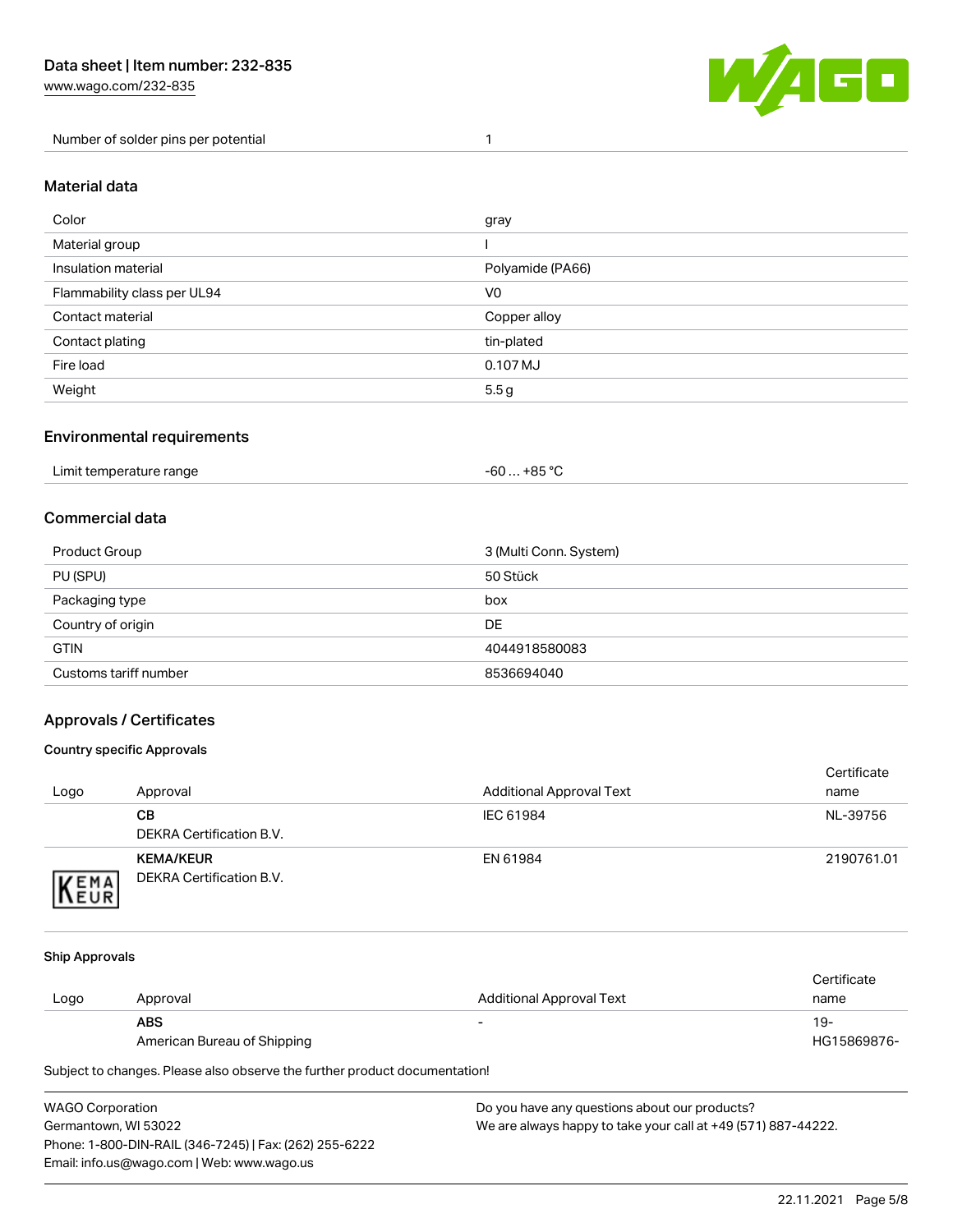| | |
|---|---|
| Number of solder pins per potential | 1 |

## Material data

| | |
|---|---|
| Color | gray |
| Material group | I |
| Insulation material | Polyamide (PA66) |
| Flammability class per UL94 | V0 |
| Contact material | Copper alloy |
| Contact plating | tin-plated |
| Fire load | 0.107 MJ |
| Weight | 5.5 g |

## Environmental requirements

| | |
|---|---|
| Limit temperature range | -60 … +85 °C |

## Commercial data

| | |
|---|---|
| Product Group | 3 (Multi Conn. System) |
| PU (SPU) | 50 Stück |
| Packaging type | box |
| Country of origin | DE |
| GTIN | 4044918580083 |
| Customs tariff number | 8536694040 |

## Approvals / Certificates

### Country specific Approvals

| Logo | Approval | Additional Approval Text | Certificate name |
|---|---|---|---|
| | **CB**<br>DEKRA Certification B.V. | IEC 61984 | NL-39756 |
| | **KEMA/KEUR**<br>DEKRA Certification B.V. | EN 61984 | 2190761.01 |

### Ship Approvals

| Logo | Approval | Additional Approval Text | Certificate name |
|---|---|---|---|
| | **ABS**<br>American Bureau of Shipping | - | 19-HG15869876- |

Subject to changes. Please also observe the further product documentation!

WAGO Corporation
Germantown, WI 53022
Phone: 1-800-DIN-RAIL (346-7245) | Fax: (262) 255-6222
Email: info.us@wago.com | Web: www.wago.us

Do you have any questions about our products?
We are always happy to take your call at +49 (571) 887-44222.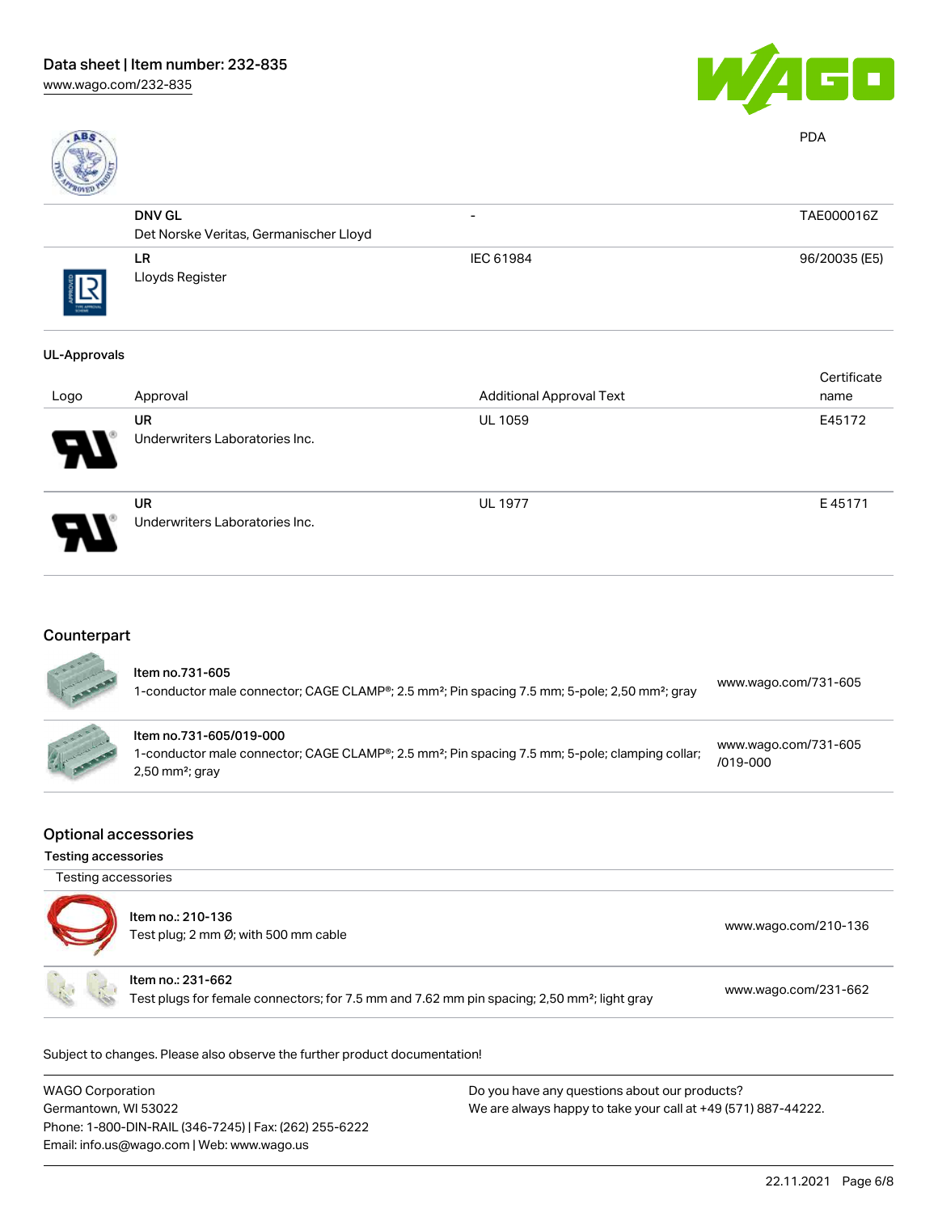| | | | |
|---|---|---|---|
| | | | PDA |
| | **DNV GL** Det Norske Veritas, Germanischer Lloyd | - | TAE000016Z |
| | **LR** Lloyds Register | IEC 61984 | 96/20035 (E5) |

## UL-Approvals

| Logo | Approval | Additional Approval Text | Certificate name |
|---|---|---|---|
| | **UR** Underwriters Laboratories Inc. | UL 1059 | E45172 |
| | **UR** Underwriters Laboratories Inc. | UL 1977 | E 45171 |

## Counterpart

| | |
|---|---|
| **Item no.731-605** 1-conductor male connector; CAGE CLAMP®; 2.5 mm²; Pin spacing 7.5 mm; 5-pole; 2,50 mm²; gray | www.wago.com/731-605 |
| **Item no.731-605/019-000** 1-conductor male connector; CAGE CLAMP®; 2.5 mm²; Pin spacing 7.5 mm; 5-pole; clamping collar; 2,50 mm²; gray | www.wago.com/731-605/019-000 |

## Optional accessories

### Testing accessories

Testing accessories

| | |
|---|---|
| **Item no.: 210-136** Test plug; 2 mm Ø; with 500 mm cable | www.wago.com/210-136 |
| **Item no.: 231-662** Test plugs for female connectors; for 7.5 mm and 7.62 mm pin spacing; 2,50 mm²; light gray | www.wago.com/231-662 |

Subject to changes. Please also observe the further product documentation!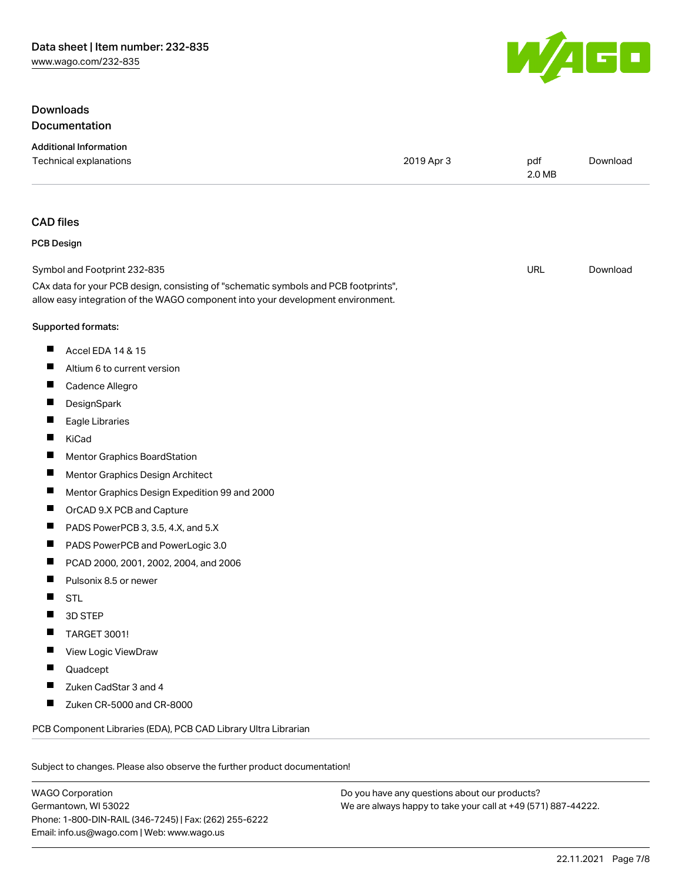## Downloads

### Documentation

**Additional Information**

| Technical explanations | 2019 Apr 3 | pdf 2.0 MB | Download |
|---|---|---|---|

### CAD files

**PCB Design**

| Symbol and Footprint 232-835 | URL | Download |
|---|---|---|

CAx data for your PCB design, consisting of "schematic symbols and PCB footprints", allow easy integration of the WAGO component into your development environment.

**Supported formats:**

- Accel EDA 14 & 15
- Altium 6 to current version
- Cadence Allegro
- DesignSpark
- Eagle Libraries
- KiCad
- Mentor Graphics BoardStation
- Mentor Graphics Design Architect
- Mentor Graphics Design Expedition 99 and 2000
- OrCAD 9.X PCB and Capture
- PADS PowerPCB 3, 3.5, 4.X, and 5.X
- PADS PowerPCB and PowerLogic 3.0
- PCAD 2000, 2001, 2002, 2004, and 2006
- Pulsonix 8.5 or newer
- STL
- 3D STEP
- TARGET 3001!
- View Logic ViewDraw
- Quadcept
- Zuken CadStar 3 and 4
- Zuken CR-5000 and CR-8000

PCB Component Libraries (EDA), PCB CAD Library Ultra Librarian

Subject to changes. Please also observe the further product documentation!

WAGO Corporation
Germantown, WI 53022
Phone: 1-800-DIN-RAIL (346-7245) | Fax: (262) 255-6222
Email: info.us@wago.com | Web: www.wago.us

Do you have any questions about our products?
We are always happy to take your call at +49 (571) 887-44222.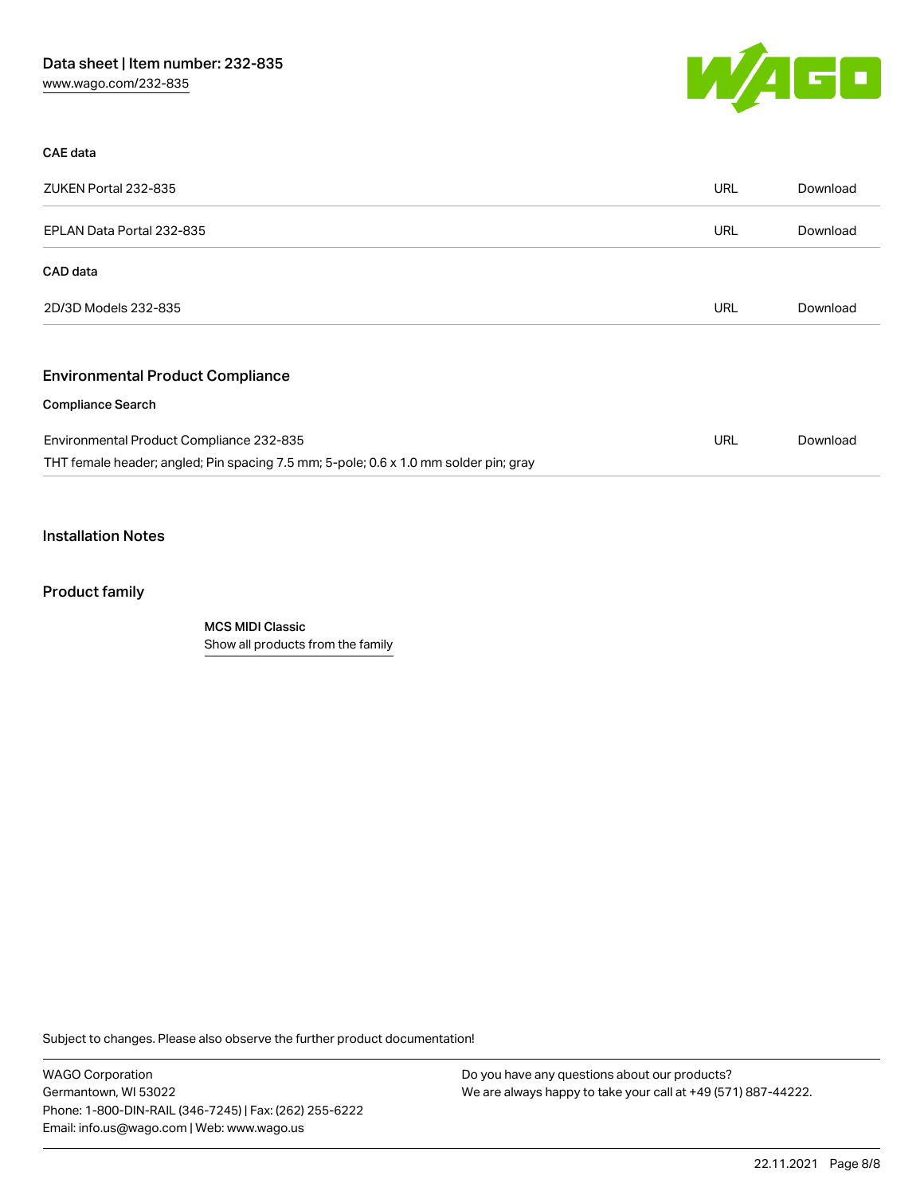#### CAE data

| | | |
|---|---|---|
| ZUKEN Portal 232-835 | URL | Download |
| EPLAN Data Portal 232-835 | URL | Download |

#### CAD data

| | | |
|---|---|---|
| 2D/3D Models 232-835 | URL | Download |

## Environmental Product Compliance

#### Compliance Search

| | | |
|---|---|---|
| Environmental Product Compliance 232-835<br>THT female header; angled; Pin spacing 7.5 mm; 5-pole; 0.6 x 1.0 mm solder pin; gray | URL | Download |

## Installation Notes

## Product family

**MCS MIDI Classic**
Show all products from the family

Subject to changes. Please also observe the further product documentation!

WAGO Corporation
Germantown, WI 53022
Phone: 1-800-DIN-RAIL (346-7245) | Fax: (262) 255-6222
Email: info.us@wago.com | Web: www.wago.us

Do you have any questions about our products?
We are always happy to take your call at +49 (571) 887-44222.